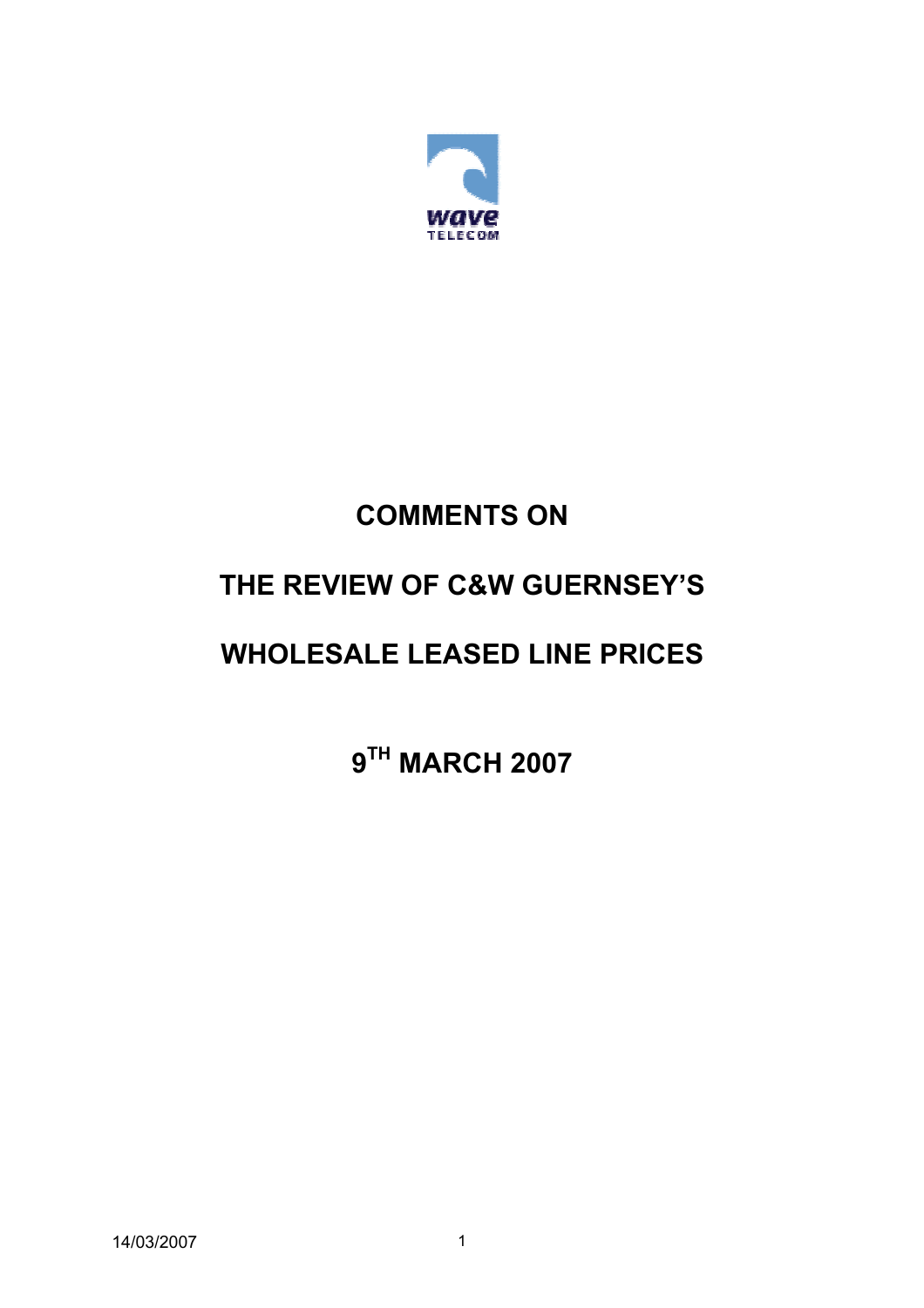wave

TELECOM

# COMMENTS ON

# THE REVIEW OF C&W GUERNSEY'S

# WHOLESALE LEASED LINE PRICES

# 9TH MARCH 2007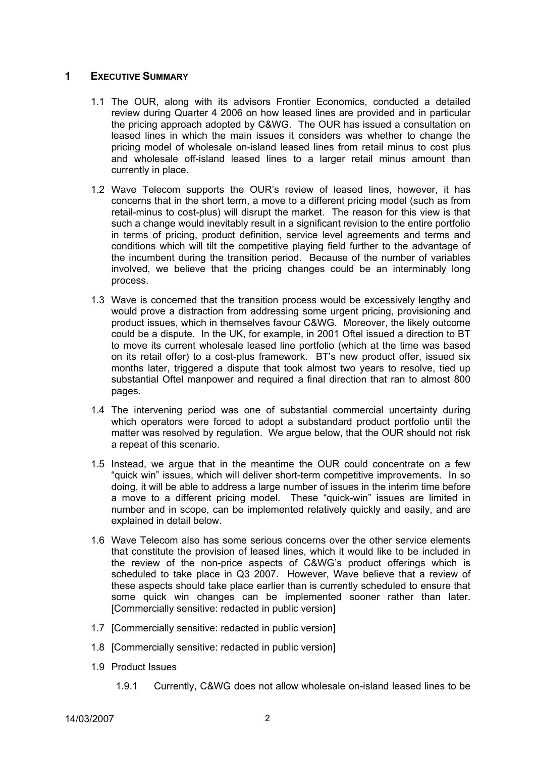# 1 EXECUTIVE SUMMARY

1.1 The OUR, along with its advisors Frontier Economics, conducted a detailed review during Quarter 4 2006 on how leased lines are provided and in particular the pricing approach adopted by C&WG. The OUR has issued a consultation on leased lines in which the main issues it considers was whether to change the pricing model of wholesale on-island leased lines from retail minus to cost plus and wholesale off-island leased lines to a larger retail minus amount than currently in place.

1.2 Wave Telecom supports the OUR's review of leased lines, however, it has concerns that in the short term, a move to a different pricing model (such as from retail-minus to cost-plus) will disrupt the market. The reason for this view is that such a change would inevitably result in a significant revision to the entire portfolio in terms of pricing, product definition, service level agreements and terms and conditions which will tilt the competitive playing field further to the advantage of the incumbent during the transition period. Because of the number of variables involved, we believe that the pricing changes could be an interminably long process.

1.3 Wave is concerned that the transition process would be excessively lengthy and would prove a distraction from addressing some urgent pricing, provisioning and product issues, which in themselves favour C&WG. Moreover, the likely outcome could be a dispute. In the UK, for example, in 2001 Oftel issued a direction to BT to move its current wholesale leased line portfolio (which at the time was based on its retail offer) to a cost-plus framework. BT's new product offer, issued six months later, triggered a dispute that took almost two years to resolve, tied up substantial Oftel manpower and required a final direction that ran to almost 800 pages.

1.4 The intervening period was one of substantial commercial uncertainty during which operators were forced to adopt a substandard product portfolio until the matter was resolved by regulation. We argue below, that the OUR should not risk a repeat of this scenario.

1.5 Instead, we argue that in the meantime the OUR could concentrate on a few "quick win" issues, which will deliver short-term competitive improvements. In so doing, it will be able to address a large number of issues in the interim time before a move to a different pricing model. These "quick-win" issues are limited in number and in scope, can be implemented relatively quickly and easily, and are explained in detail below.

1.6 Wave Telecom also has some serious concerns over the other service elements that constitute the provision of leased lines, which it would like to be included in the review of the non-price aspects of C&WG's product offerings which is scheduled to take place in Q3 2007. However, Wave believe that a review of these aspects should take place earlier than is currently scheduled to ensure that some quick win changes can be implemented sooner rather than later. [Commercially sensitive: redacted in public version]

1.7 [Commercially sensitive: redacted in public version]

1.8 [Commercially sensitive: redacted in public version]

1.9 Product Issues

1.9.1 Currently, C&WG does not allow wholesale on-island leased lines to be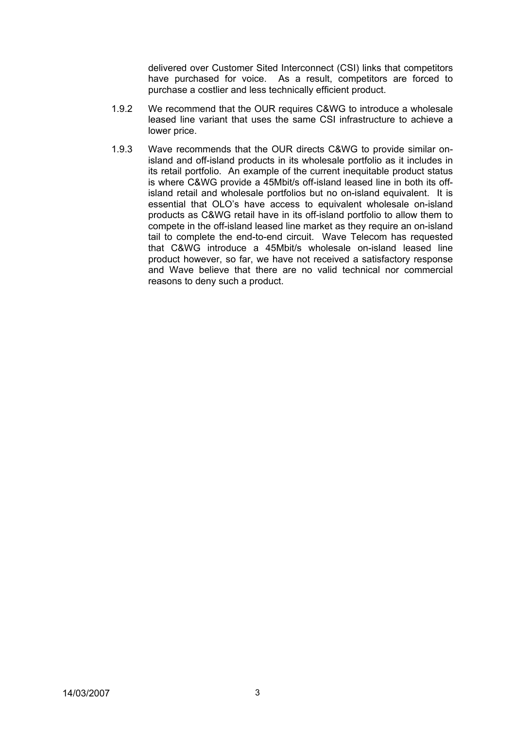delivered over Customer Sited Interconnect (CSI) links that competitors have purchased for voice. As a result, competitors are forced to purchase a costlier and less technically efficient product.

1.9.2 We recommend that the OUR requires C&WG to introduce a wholesale leased line variant that uses the same CSI infrastructure to achieve a lower price.

1.9.3 Wave recommends that the OUR directs C&WG to provide similar on-island and off-island products in its wholesale portfolio as it includes in its retail portfolio. An example of the current inequitable product status is where C&WG provide a 45Mbit/s off-island leased line in both its off-island retail and wholesale portfolios but no on-island equivalent. It is essential that OLO's have access to equivalent wholesale on-island products as C&WG retail have in its off-island portfolio to allow them to compete in the off-island leased line market as they require an on-island tail to complete the end-to-end circuit. Wave Telecom has requested that C&WG introduce a 45Mbit/s wholesale on-island leased line product however, so far, we have not received a satisfactory response and Wave believe that there are no valid technical nor commercial reasons to deny such a product.

14/03/2007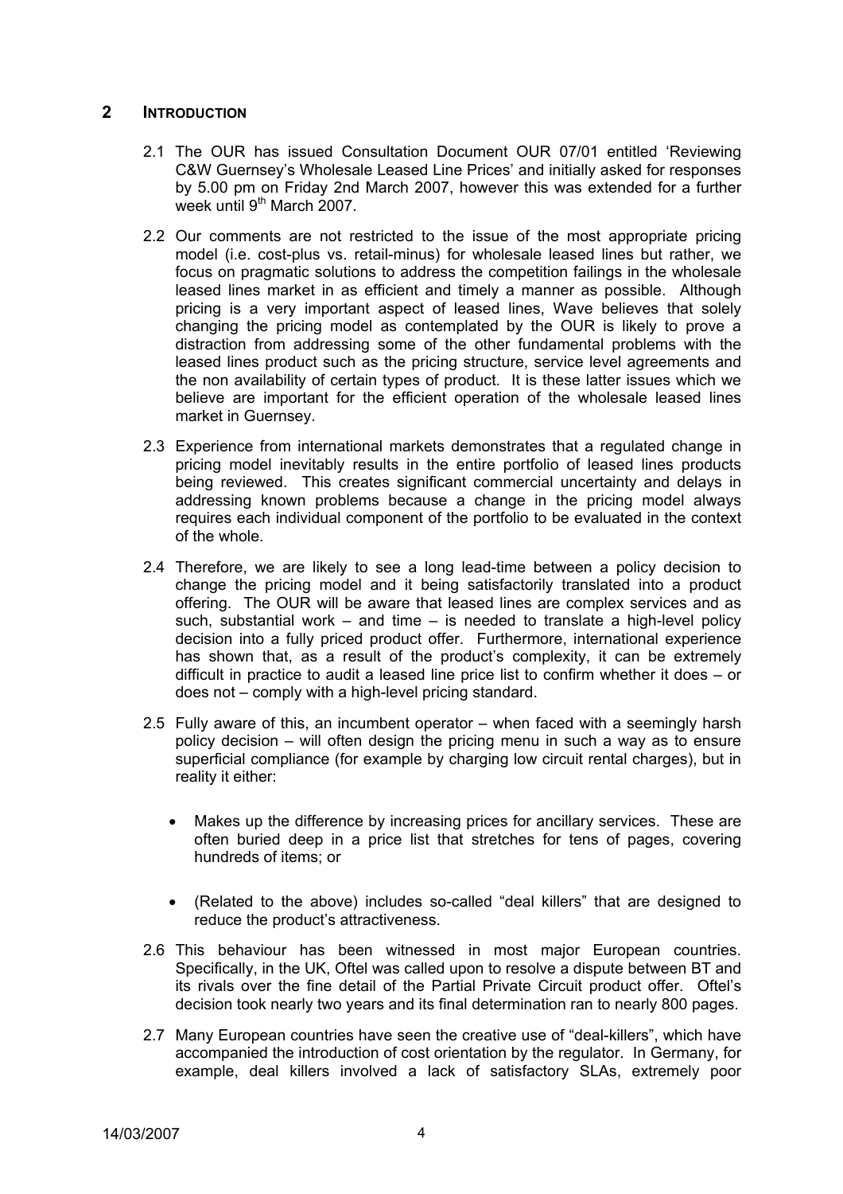## 2 INTRODUCTION

2.1 The OUR has issued Consultation Document OUR 07/01 entitled 'Reviewing C&W Guernsey's Wholesale Leased Line Prices' and initially asked for responses by 5.00 pm on Friday 2nd March 2007, however this was extended for a further week until 9th March 2007.

2.2 Our comments are not restricted to the issue of the most appropriate pricing model (i.e. cost-plus vs. retail-minus) for wholesale leased lines but rather, we focus on pragmatic solutions to address the competition failings in the wholesale leased lines market in as efficient and timely a manner as possible. Although pricing is a very important aspect of leased lines, Wave believes that solely changing the pricing model as contemplated by the OUR is likely to prove a distraction from addressing some of the other fundamental problems with the leased lines product such as the pricing structure, service level agreements and the non availability of certain types of product. It is these latter issues which we believe are important for the efficient operation of the wholesale leased lines market in Guernsey.

2.3 Experience from international markets demonstrates that a regulated change in pricing model inevitably results in the entire portfolio of leased lines products being reviewed. This creates significant commercial uncertainty and delays in addressing known problems because a change in the pricing model always requires each individual component of the portfolio to be evaluated in the context of the whole.

2.4 Therefore, we are likely to see a long lead-time between a policy decision to change the pricing model and it being satisfactorily translated into a product offering. The OUR will be aware that leased lines are complex services and as such, substantial work – and time – is needed to translate a high-level policy decision into a fully priced product offer. Furthermore, international experience has shown that, as a result of the product's complexity, it can be extremely difficult in practice to audit a leased line price list to confirm whether it does – or does not – comply with a high-level pricing standard.

2.5 Fully aware of this, an incumbent operator – when faced with a seemingly harsh policy decision – will often design the pricing menu in such a way as to ensure superficial compliance (for example by charging low circuit rental charges), but in reality it either:

- Makes up the difference by increasing prices for ancillary services. These are often buried deep in a price list that stretches for tens of pages, covering hundreds of items; or

- (Related to the above) includes so-called "deal killers" that are designed to reduce the product's attractiveness.

2.6 This behaviour has been witnessed in most major European countries. Specifically, in the UK, Oftel was called upon to resolve a dispute between BT and its rivals over the fine detail of the Partial Private Circuit product offer. Oftel's decision took nearly two years and its final determination ran to nearly 800 pages.

2.7 Many European countries have seen the creative use of "deal-killers", which have accompanied the introduction of cost orientation by the regulator. In Germany, for example, deal killers involved a lack of satisfactory SLAs, extremely poor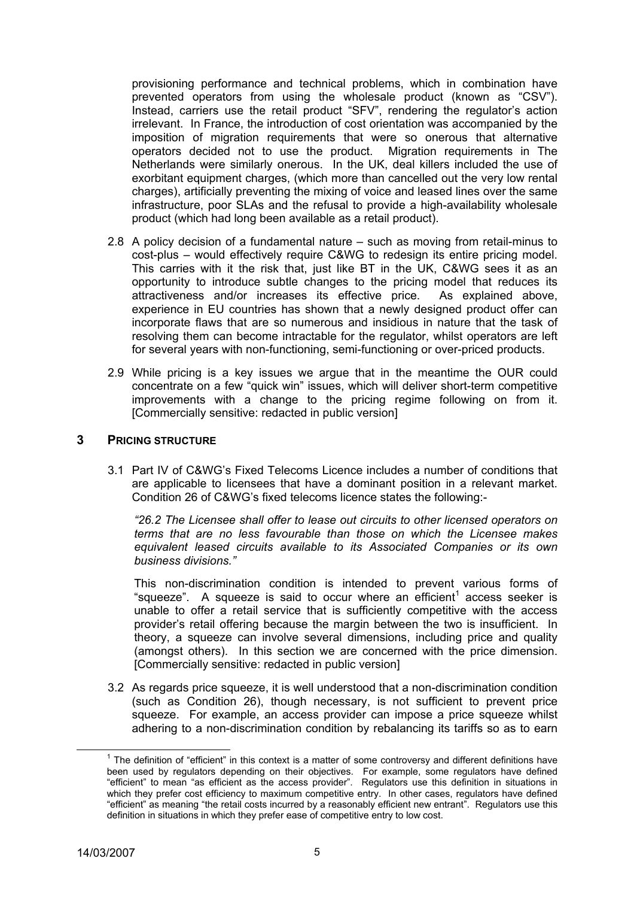provisioning performance and technical problems, which in combination have prevented operators from using the wholesale product (known as "CSV"). Instead, carriers use the retail product "SFV", rendering the regulator's action irrelevant. In France, the introduction of cost orientation was accompanied by the imposition of migration requirements that were so onerous that alternative operators decided not to use the product. Migration requirements in The Netherlands were similarly onerous. In the UK, deal killers included the use of exorbitant equipment charges, (which more than cancelled out the very low rental charges), artificially preventing the mixing of voice and leased lines over the same infrastructure, poor SLAs and the refusal to provide a high-availability wholesale product (which had long been available as a retail product).

2.8 A policy decision of a fundamental nature – such as moving from retail-minus to cost-plus – would effectively require C&WG to redesign its entire pricing model. This carries with it the risk that, just like BT in the UK, C&WG sees it as an opportunity to introduce subtle changes to the pricing model that reduces its attractiveness and/or increases its effective price. As explained above, experience in EU countries has shown that a newly designed product offer can incorporate flaws that are so numerous and insidious in nature that the task of resolving them can become intractable for the regulator, whilst operators are left for several years with non-functioning, semi-functioning or over-priced products.

2.9 While pricing is a key issues we argue that in the meantime the OUR could concentrate on a few "quick win" issues, which will deliver short-term competitive improvements with a change to the pricing regime following on from it. [Commercially sensitive: redacted in public version]

## 3 PRICING STRUCTURE

3.1 Part IV of C&WG's Fixed Telecoms Licence includes a number of conditions that are applicable to licensees that have a dominant position in a relevant market. Condition 26 of C&WG's fixed telecoms licence states the following:-

*"26.2 The Licensee shall offer to lease out circuits to other licensed operators on terms that are no less favourable than those on which the Licensee makes equivalent leased circuits available to its Associated Companies or its own business divisions."*

This non-discrimination condition is intended to prevent various forms of "squeeze". A squeeze is said to occur where an efficient[1] access seeker is unable to offer a retail service that is sufficiently competitive with the access provider's retail offering because the margin between the two is insufficient. In theory, a squeeze can involve several dimensions, including price and quality (amongst others). In this section we are concerned with the price dimension. [Commercially sensitive: redacted in public version]

3.2 As regards price squeeze, it is well understood that a non-discrimination condition (such as Condition 26), though necessary, is not sufficient to prevent price squeeze. For example, an access provider can impose a price squeeze whilst adhering to a non-discrimination condition by rebalancing its tariffs so as to earn

[1] The definition of "efficient" in this context is a matter of some controversy and different definitions have been used by regulators depending on their objectives. For example, some regulators have defined "efficient" to mean "as efficient as the access provider". Regulators use this definition in situations in which they prefer cost efficiency to maximum competitive entry. In other cases, regulators have defined "efficient" as meaning "the retail costs incurred by a reasonably efficient new entrant". Regulators use this definition in situations in which they prefer ease of competitive entry to low cost.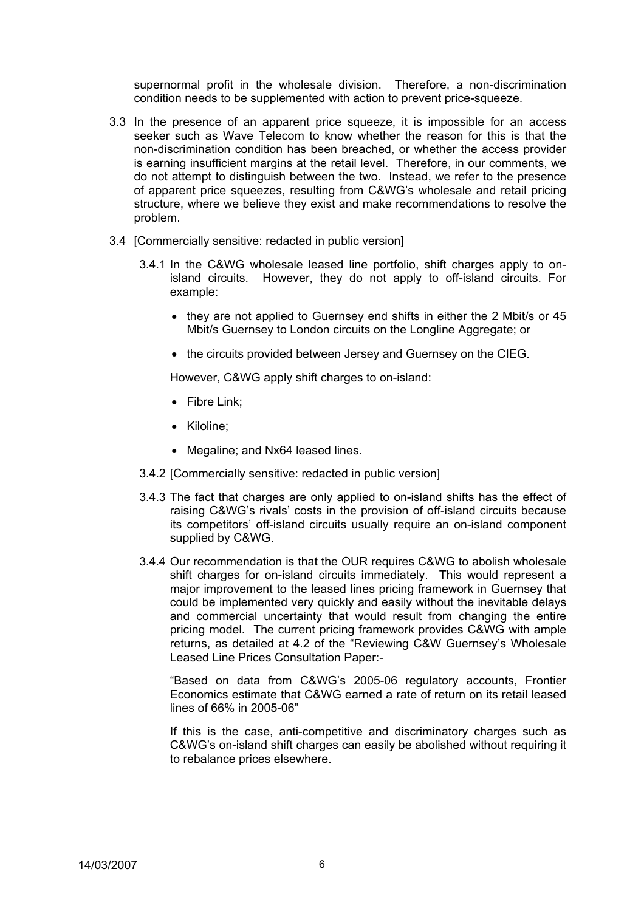supernormal profit in the wholesale division. Therefore, a non-discrimination condition needs to be supplemented with action to prevent price-squeeze.

3.3 In the presence of an apparent price squeeze, it is impossible for an access seeker such as Wave Telecom to know whether the reason for this is that the non-discrimination condition has been breached, or whether the access provider is earning insufficient margins at the retail level. Therefore, in our comments, we do not attempt to distinguish between the two. Instead, we refer to the presence of apparent price squeezes, resulting from C&WG's wholesale and retail pricing structure, where we believe they exist and make recommendations to resolve the problem.

3.4 [Commercially sensitive: redacted in public version]

3.4.1 In the C&WG wholesale leased line portfolio, shift charges apply to on-island circuits. However, they do not apply to off-island circuits. For example:

- they are not applied to Guernsey end shifts in either the 2 Mbit/s or 45 Mbit/s Guernsey to London circuits on the Longline Aggregate; or
- the circuits provided between Jersey and Guernsey on the CIEG.

However, C&WG apply shift charges to on-island:

- Fibre Link;
- Kiloline;
- Megaline; and Nx64 leased lines.

3.4.2 [Commercially sensitive: redacted in public version]

3.4.3 The fact that charges are only applied to on-island shifts has the effect of raising C&WG's rivals' costs in the provision of off-island circuits because its competitors' off-island circuits usually require an on-island component supplied by C&WG.

3.4.4 Our recommendation is that the OUR requires C&WG to abolish wholesale shift charges for on-island circuits immediately. This would represent a major improvement to the leased lines pricing framework in Guernsey that could be implemented very quickly and easily without the inevitable delays and commercial uncertainty that would result from changing the entire pricing model. The current pricing framework provides C&WG with ample returns, as detailed at 4.2 of the "Reviewing C&W Guernsey's Wholesale Leased Line Prices Consultation Paper:-

"Based on data from C&WG's 2005-06 regulatory accounts, Frontier Economics estimate that C&WG earned a rate of return on its retail leased lines of 66% in 2005-06"

If this is the case, anti-competitive and discriminatory charges such as C&WG's on-island shift charges can easily be abolished without requiring it to rebalance prices elsewhere.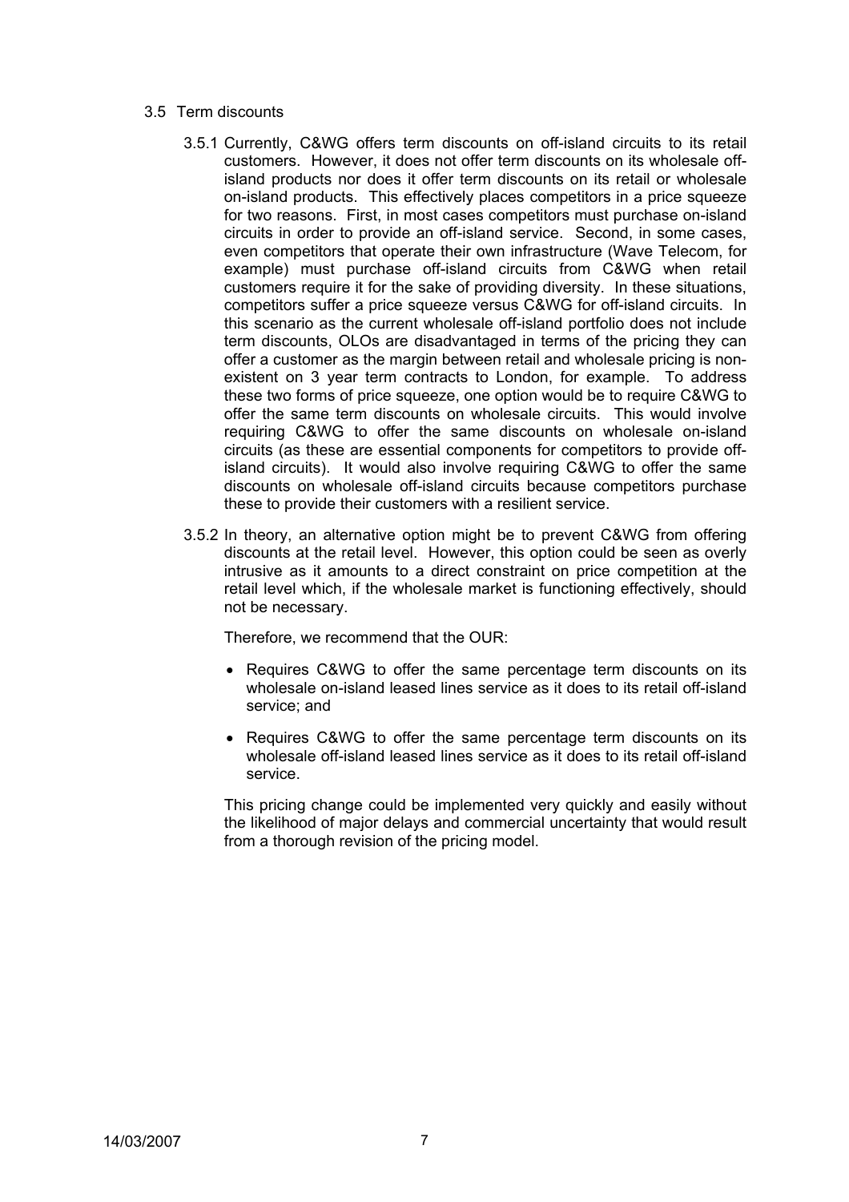### 3.5 Term discounts

3.5.1 Currently, C&WG offers term discounts on off-island circuits to its retail customers. However, it does not offer term discounts on its wholesale off-island products nor does it offer term discounts on its retail or wholesale on-island products. This effectively places competitors in a price squeeze for two reasons. First, in most cases competitors must purchase on-island circuits in order to provide an off-island service. Second, in some cases, even competitors that operate their own infrastructure (Wave Telecom, for example) must purchase off-island circuits from C&WG when retail customers require it for the sake of providing diversity. In these situations, competitors suffer a price squeeze versus C&WG for off-island circuits. In this scenario as the current wholesale off-island portfolio does not include term discounts, OLOs are disadvantaged in terms of the pricing they can offer a customer as the margin between retail and wholesale pricing is non-existent on 3 year term contracts to London, for example. To address these two forms of price squeeze, one option would be to require C&WG to offer the same term discounts on wholesale circuits. This would involve requiring C&WG to offer the same discounts on wholesale on-island circuits (as these are essential components for competitors to provide off-island circuits). It would also involve requiring C&WG to offer the same discounts on wholesale off-island circuits because competitors purchase these to provide their customers with a resilient service.

3.5.2 In theory, an alternative option might be to prevent C&WG from offering discounts at the retail level. However, this option could be seen as overly intrusive as it amounts to a direct constraint on price competition at the retail level which, if the wholesale market is functioning effectively, should not be necessary.

Therefore, we recommend that the OUR:

- Requires C&WG to offer the same percentage term discounts on its wholesale on-island leased lines service as it does to its retail off-island service; and
- Requires C&WG to offer the same percentage term discounts on its wholesale off-island leased lines service as it does to its retail off-island service.

This pricing change could be implemented very quickly and easily without the likelihood of major delays and commercial uncertainty that would result from a thorough revision of the pricing model.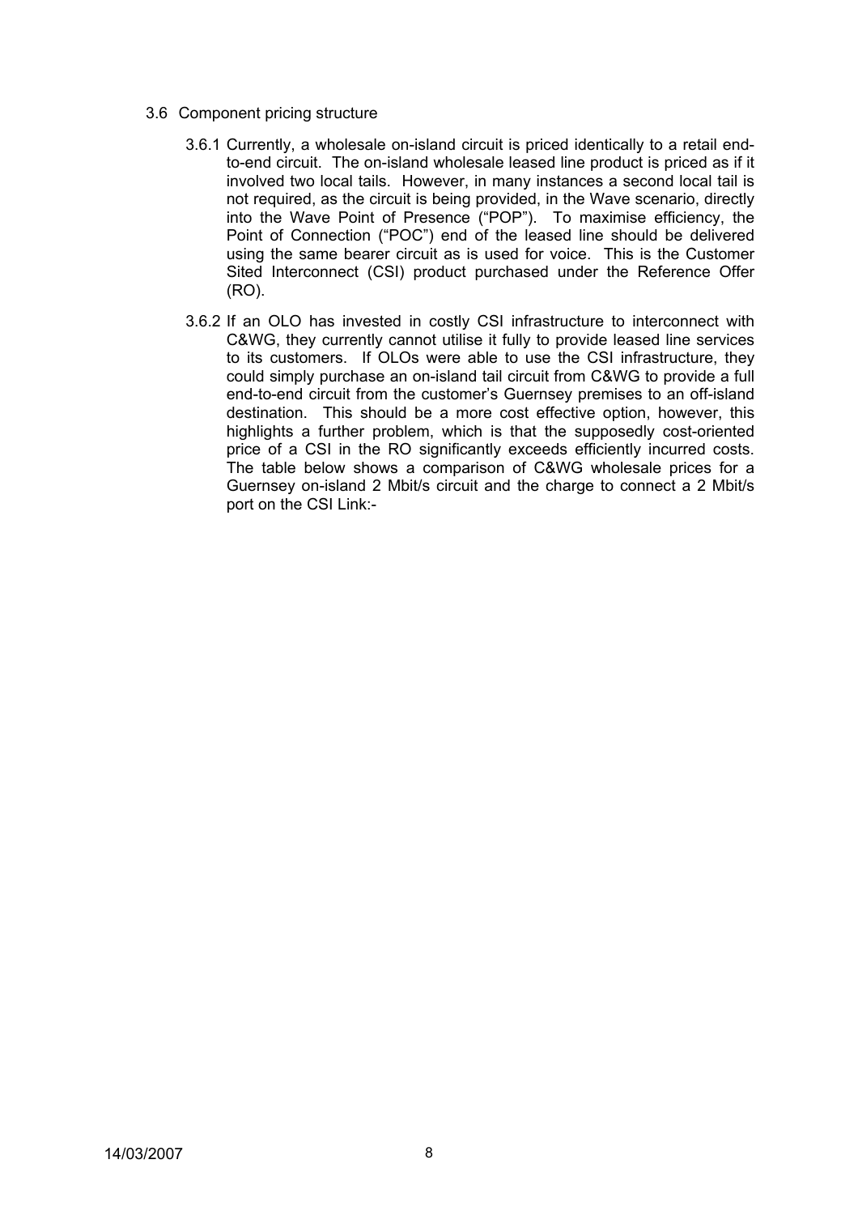## 3.6 Component pricing structure

3.6.1 Currently, a wholesale on-island circuit is priced identically to a retail end-to-end circuit. The on-island wholesale leased line product is priced as if it involved two local tails. However, in many instances a second local tail is not required, as the circuit is being provided, in the Wave scenario, directly into the Wave Point of Presence ("POP"). To maximise efficiency, the Point of Connection ("POC") end of the leased line should be delivered using the same bearer circuit as is used for voice. This is the Customer Sited Interconnect (CSI) product purchased under the Reference Offer (RO).

3.6.2 If an OLO has invested in costly CSI infrastructure to interconnect with C&WG, they currently cannot utilise it fully to provide leased line services to its customers. If OLOs were able to use the CSI infrastructure, they could simply purchase an on-island tail circuit from C&WG to provide a full end-to-end circuit from the customer's Guernsey premises to an off-island destination. This should be a more cost effective option, however, this highlights a further problem, which is that the supposedly cost-oriented price of a CSI in the RO significantly exceeds efficiently incurred costs. The table below shows a comparison of C&WG wholesale prices for a Guernsey on-island 2 Mbit/s circuit and the charge to connect a 2 Mbit/s port on the CSI Link:-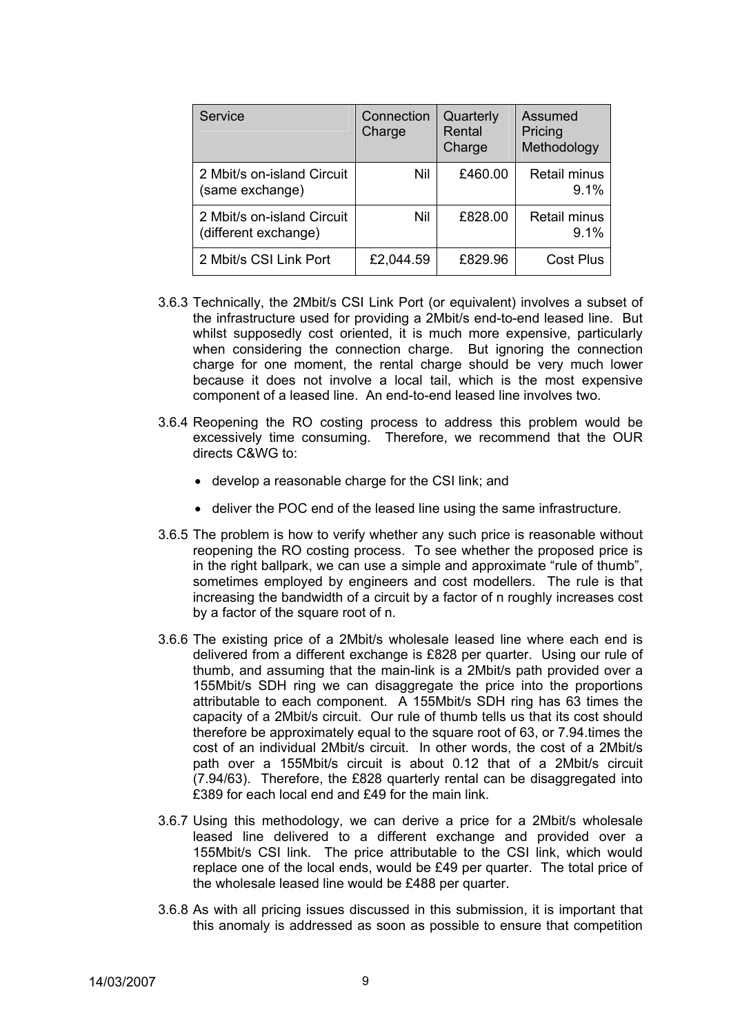| Service | Connection Charge | Quarterly Rental Charge | Assumed Pricing Methodology |
|---|---|---|---|
| 2 Mbit/s on-island Circuit (same exchange) | Nil | £460.00 | Retail minus 9.1% |
| 2 Mbit/s on-island Circuit (different exchange) | Nil | £828.00 | Retail minus 9.1% |
| 2 Mbit/s CSI Link Port | £2,044.59 | £829.96 | Cost Plus |

3.6.3 Technically, the 2Mbit/s CSI Link Port (or equivalent) involves a subset of the infrastructure used for providing a 2Mbit/s end-to-end leased line. But whilst supposedly cost oriented, it is much more expensive, particularly when considering the connection charge. But ignoring the connection charge for one moment, the rental charge should be very much lower because it does not involve a local tail, which is the most expensive component of a leased line. An end-to-end leased line involves two.

3.6.4 Reopening the RO costing process to address this problem would be excessively time consuming. Therefore, we recommend that the OUR directs C&WG to:

- develop a reasonable charge for the CSI link; and
- deliver the POC end of the leased line using the same infrastructure.

3.6.5 The problem is how to verify whether any such price is reasonable without reopening the RO costing process. To see whether the proposed price is in the right ballpark, we can use a simple and approximate "rule of thumb", sometimes employed by engineers and cost modellers. The rule is that increasing the bandwidth of a circuit by a factor of n roughly increases cost by a factor of the square root of n.

3.6.6 The existing price of a 2Mbit/s wholesale leased line where each end is delivered from a different exchange is £828 per quarter. Using our rule of thumb, and assuming that the main-link is a 2Mbit/s path provided over a 155Mbit/s SDH ring we can disaggregate the price into the proportions attributable to each component. A 155Mbit/s SDH ring has 63 times the capacity of a 2Mbit/s circuit. Our rule of thumb tells us that its cost should therefore be approximately equal to the square root of 63, or 7.94.times the cost of an individual 2Mbit/s circuit. In other words, the cost of a 2Mbit/s path over a 155Mbit/s circuit is about 0.12 that of a 2Mbit/s circuit (7.94/63). Therefore, the £828 quarterly rental can be disaggregated into £389 for each local end and £49 for the main link.

3.6.7 Using this methodology, we can derive a price for a 2Mbit/s wholesale leased line delivered to a different exchange and provided over a 155Mbit/s CSI link. The price attributable to the CSI link, which would replace one of the local ends, would be £49 per quarter. The total price of the wholesale leased line would be £488 per quarter.

3.6.8 As with all pricing issues discussed in this submission, it is important that this anomaly is addressed as soon as possible to ensure that competition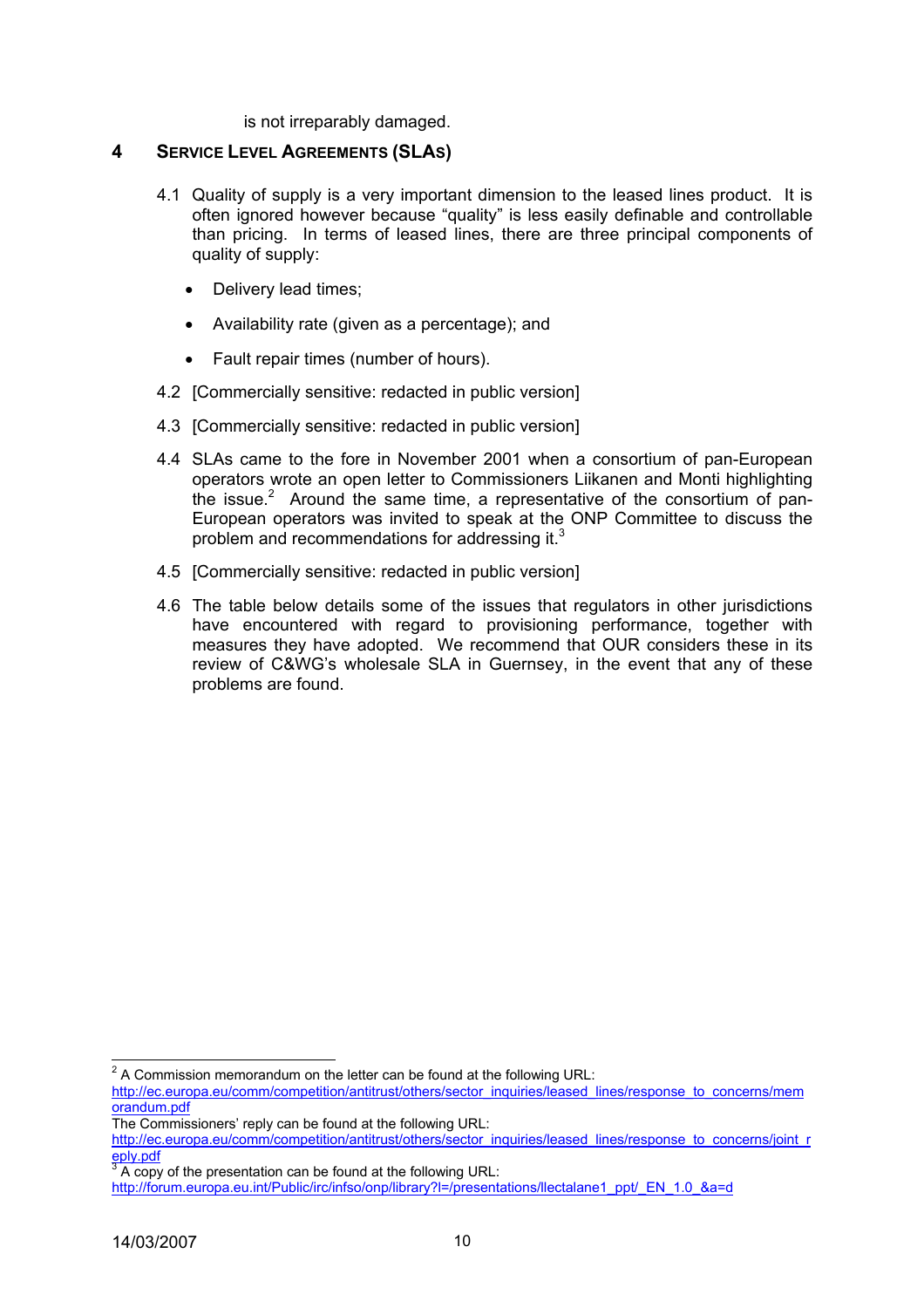is not irreparably damaged.

## 4 SERVICE LEVEL AGREEMENTS (SLAS)

4.1 Quality of supply is a very important dimension to the leased lines product. It is often ignored however because "quality" is less easily definable and controllable than pricing. In terms of leased lines, there are three principal components of quality of supply:

- Delivery lead times;
- Availability rate (given as a percentage); and
- Fault repair times (number of hours).

4.2 [Commercially sensitive: redacted in public version]

4.3 [Commercially sensitive: redacted in public version]

4.4 SLAs came to the fore in November 2001 when a consortium of pan-European operators wrote an open letter to Commissioners Liikanen and Monti highlighting the issue.[2] Around the same time, a representative of the consortium of pan-European operators was invited to speak at the ONP Committee to discuss the problem and recommendations for addressing it.[3]

4.5 [Commercially sensitive: redacted in public version]

4.6 The table below details some of the issues that regulators in other jurisdictions have encountered with regard to provisioning performance, together with measures they have adopted. We recommend that OUR considers these in its review of C&WG's wholesale SLA in Guernsey, in the event that any of these problems are found.

---

[2] A Commission memorandum on the letter can be found at the following URL: http://ec.europa.eu/comm/competition/antitrust/others/sector_inquiries/leased_lines/response_to_concerns/memorandum.pdf
The Commissioners' reply can be found at the following URL: http://ec.europa.eu/comm/competition/antitrust/others/sector_inquiries/leased_lines/response_to_concerns/joint_reply.pdf

[3] A copy of the presentation can be found at the following URL: http://forum.europa.eu.int/Public/irc/infso/onp/library?l=/presentations/llectalane1_ppt/_EN_1.0_&a=d

14/03/2007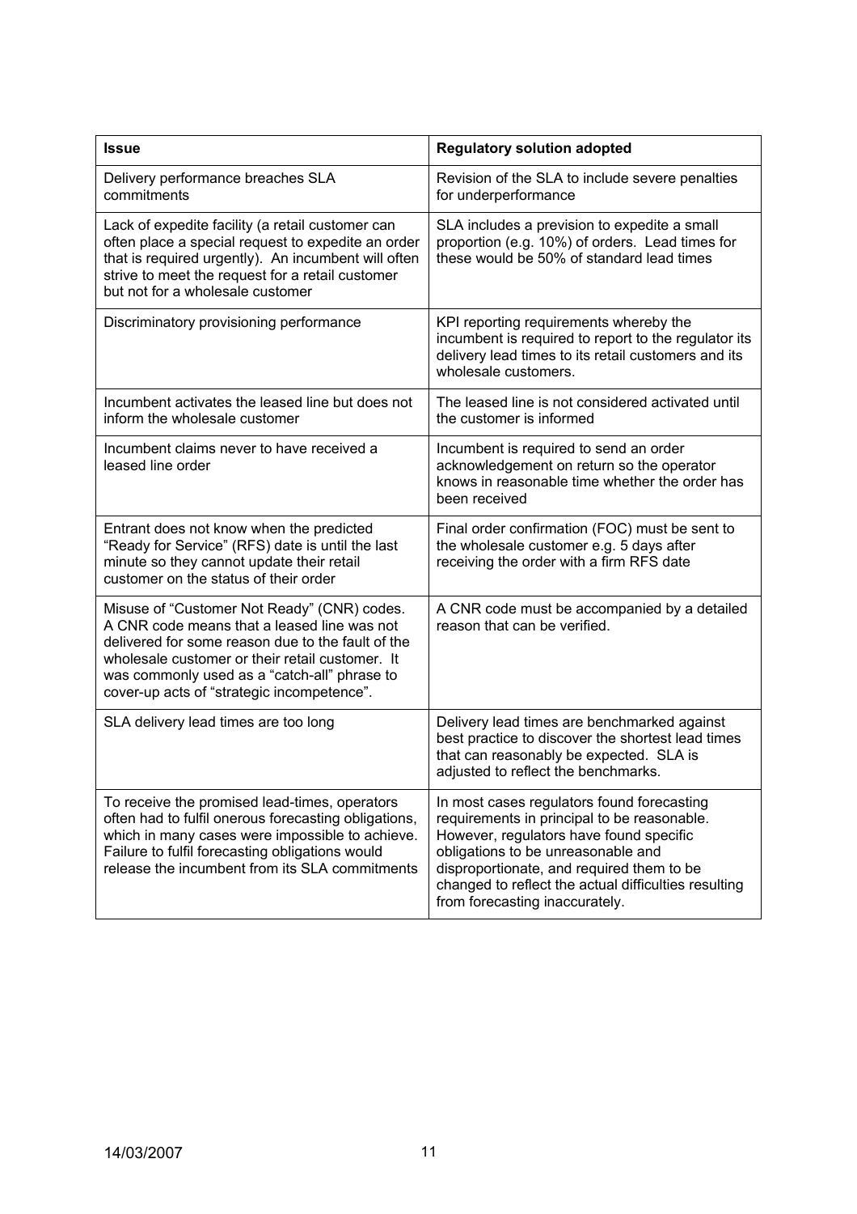| Issue | Regulatory solution adopted |
|---|---|
| Delivery performance breaches SLA commitments | Revision of the SLA to include severe penalties for underperformance |
| Lack of expedite facility (a retail customer can often place a special request to expedite an order that is required urgently). An incumbent will often strive to meet the request for a retail customer but not for a wholesale customer | SLA includes a prevision to expedite a small proportion (e.g. 10%) of orders. Lead times for these would be 50% of standard lead times |
| Discriminatory provisioning performance | KPI reporting requirements whereby the incumbent is required to report to the regulator its delivery lead times to its retail customers and its wholesale customers. |
| Incumbent activates the leased line but does not inform the wholesale customer | The leased line is not considered activated until the customer is informed |
| Incumbent claims never to have received a leased line order | Incumbent is required to send an order acknowledgement on return so the operator knows in reasonable time whether the order has been received |
| Entrant does not know when the predicted "Ready for Service" (RFS) date is until the last minute so they cannot update their retail customer on the status of their order | Final order confirmation (FOC) must be sent to the wholesale customer e.g. 5 days after receiving the order with a firm RFS date |
| Misuse of "Customer Not Ready" (CNR) codes. A CNR code means that a leased line was not delivered for some reason due to the fault of the wholesale customer or their retail customer. It was commonly used as a "catch-all" phrase to cover-up acts of "strategic incompetence". | A CNR code must be accompanied by a detailed reason that can be verified. |
| SLA delivery lead times are too long | Delivery lead times are benchmarked against best practice to discover the shortest lead times that can reasonably be expected. SLA is adjusted to reflect the benchmarks. |
| To receive the promised lead-times, operators often had to fulfil onerous forecasting obligations, which in many cases were impossible to achieve. Failure to fulfil forecasting obligations would release the incumbent from its SLA commitments | In most cases regulators found forecasting requirements in principal to be reasonable. However, regulators have found specific obligations to be unreasonable and disproportionate, and required them to be changed to reflect the actual difficulties resulting from forecasting inaccurately. |

14/03/2007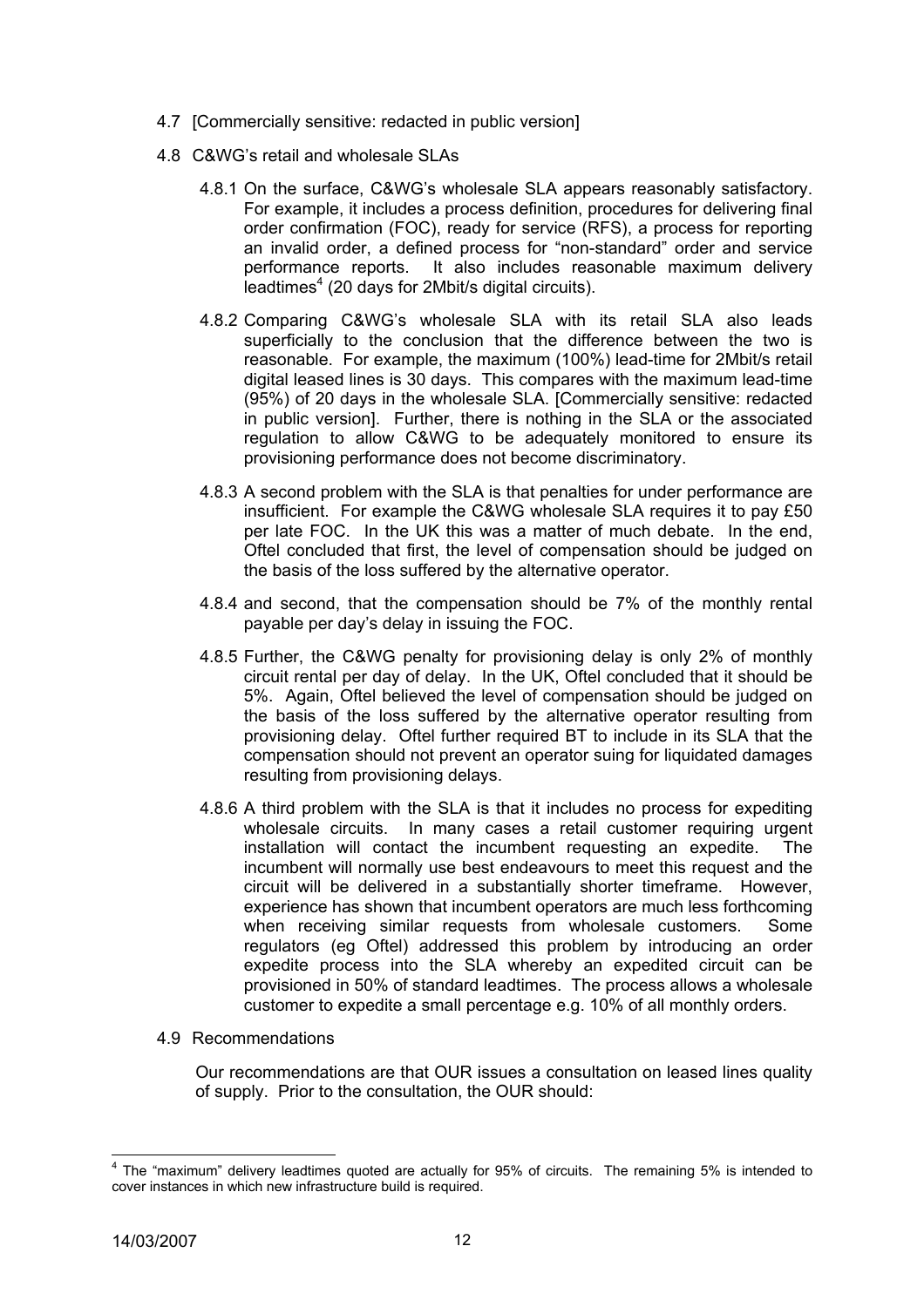4.7 [Commercially sensitive: redacted in public version]

4.8 C&WG's retail and wholesale SLAs

4.8.1 On the surface, C&WG's wholesale SLA appears reasonably satisfactory. For example, it includes a process definition, procedures for delivering final order confirmation (FOC), ready for service (RFS), a process for reporting an invalid order, a defined process for "non-standard" order and service performance reports. It also includes reasonable maximum delivery leadtimes[4] (20 days for 2Mbit/s digital circuits).

4.8.2 Comparing C&WG's wholesale SLA with its retail SLA also leads superficially to the conclusion that the difference between the two is reasonable. For example, the maximum (100%) lead-time for 2Mbit/s retail digital leased lines is 30 days. This compares with the maximum lead-time (95%) of 20 days in the wholesale SLA. [Commercially sensitive: redacted in public version]. Further, there is nothing in the SLA or the associated regulation to allow C&WG to be adequately monitored to ensure its provisioning performance does not become discriminatory.

4.8.3 A second problem with the SLA is that penalties for under performance are insufficient. For example the C&WG wholesale SLA requires it to pay £50 per late FOC. In the UK this was a matter of much debate. In the end, Oftel concluded that first, the level of compensation should be judged on the basis of the loss suffered by the alternative operator.

4.8.4 and second, that the compensation should be 7% of the monthly rental payable per day's delay in issuing the FOC.

4.8.5 Further, the C&WG penalty for provisioning delay is only 2% of monthly circuit rental per day of delay. In the UK, Oftel concluded that it should be 5%. Again, Oftel believed the level of compensation should be judged on the basis of the loss suffered by the alternative operator resulting from provisioning delay. Oftel further required BT to include in its SLA that the compensation should not prevent an operator suing for liquidated damages resulting from provisioning delays.

4.8.6 A third problem with the SLA is that it includes no process for expediting wholesale circuits. In many cases a retail customer requiring urgent installation will contact the incumbent requesting an expedite. The incumbent will normally use best endeavours to meet this request and the circuit will be delivered in a substantially shorter timeframe. However, experience has shown that incumbent operators are much less forthcoming when receiving similar requests from wholesale customers. Some regulators (eg Oftel) addressed this problem by introducing an order expedite process into the SLA whereby an expedited circuit can be provisioned in 50% of standard leadtimes. The process allows a wholesale customer to expedite a small percentage e.g. 10% of all monthly orders.

4.9 Recommendations

Our recommendations are that OUR issues a consultation on leased lines quality of supply. Prior to the consultation, the OUR should:

[4] The "maximum" delivery leadtimes quoted are actually for 95% of circuits. The remaining 5% is intended to cover instances in which new infrastructure build is required.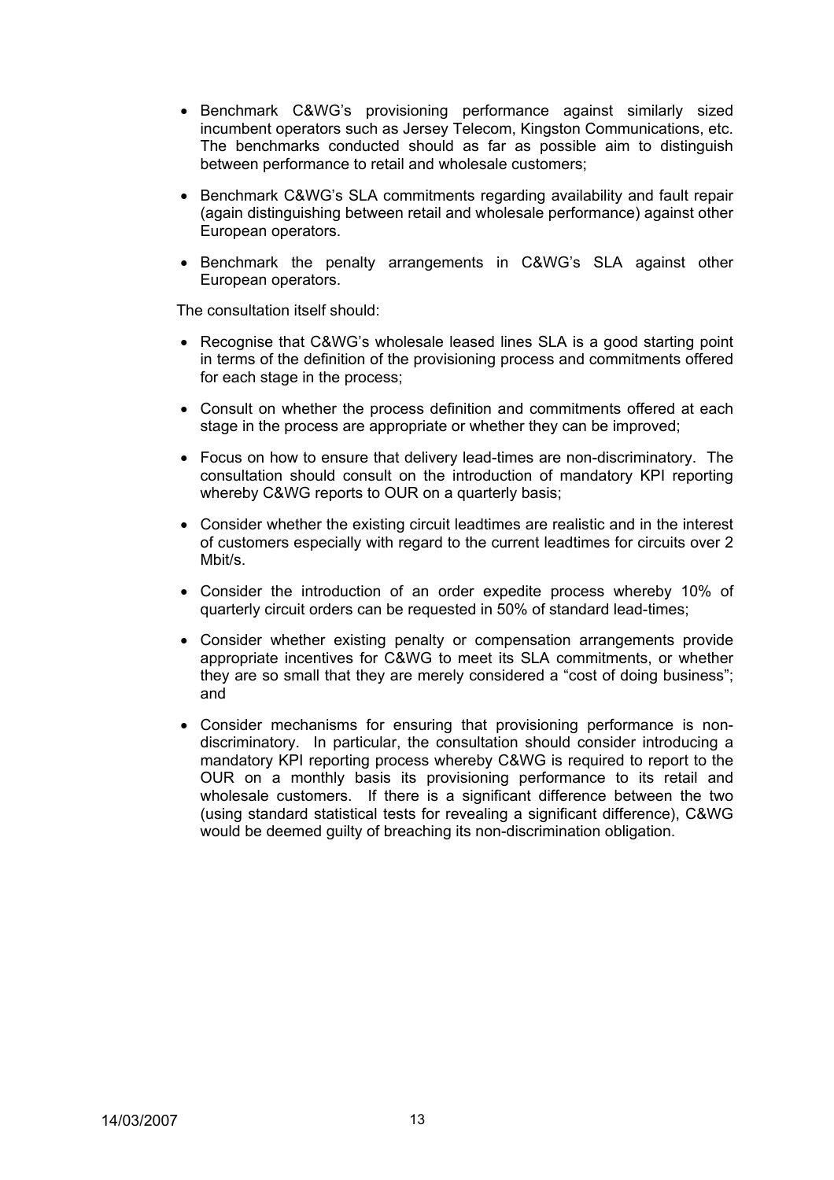- Benchmark C&WG's provisioning performance against similarly sized incumbent operators such as Jersey Telecom, Kingston Communications, etc. The benchmarks conducted should as far as possible aim to distinguish between performance to retail and wholesale customers;
- Benchmark C&WG's SLA commitments regarding availability and fault repair (again distinguishing between retail and wholesale performance) against other European operators.
- Benchmark the penalty arrangements in C&WG's SLA against other European operators.

The consultation itself should:

- Recognise that C&WG's wholesale leased lines SLA is a good starting point in terms of the definition of the provisioning process and commitments offered for each stage in the process;
- Consult on whether the process definition and commitments offered at each stage in the process are appropriate or whether they can be improved;
- Focus on how to ensure that delivery lead-times are non-discriminatory. The consultation should consult on the introduction of mandatory KPI reporting whereby C&WG reports to OUR on a quarterly basis;
- Consider whether the existing circuit leadtimes are realistic and in the interest of customers especially with regard to the current leadtimes for circuits over 2 Mbit/s.
- Consider the introduction of an order expedite process whereby 10% of quarterly circuit orders can be requested in 50% of standard lead-times;
- Consider whether existing penalty or compensation arrangements provide appropriate incentives for C&WG to meet its SLA commitments, or whether they are so small that they are merely considered a "cost of doing business"; and
- Consider mechanisms for ensuring that provisioning performance is non-discriminatory. In particular, the consultation should consider introducing a mandatory KPI reporting process whereby C&WG is required to report to the OUR on a monthly basis its provisioning performance to its retail and wholesale customers. If there is a significant difference between the two (using standard statistical tests for revealing a significant difference), C&WG would be deemed guilty of breaching its non-discrimination obligation.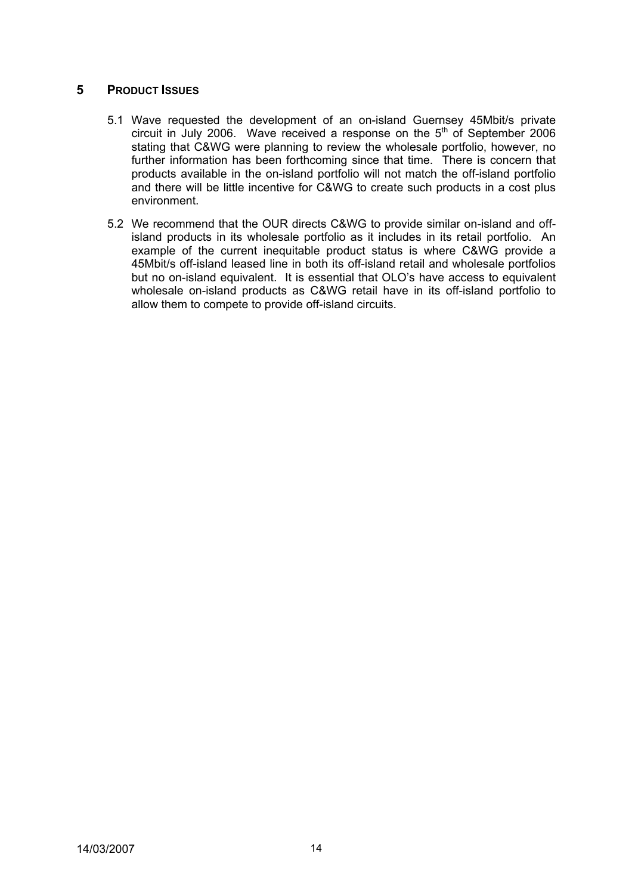## 5 PRODUCT ISSUES

5.1 Wave requested the development of an on-island Guernsey 45Mbit/s private circuit in July 2006. Wave received a response on the 5th of September 2006 stating that C&WG were planning to review the wholesale portfolio, however, no further information has been forthcoming since that time. There is concern that products available in the on-island portfolio will not match the off-island portfolio and there will be little incentive for C&WG to create such products in a cost plus environment.

5.2 We recommend that the OUR directs C&WG to provide similar on-island and off-island products in its wholesale portfolio as it includes in its retail portfolio. An example of the current inequitable product status is where C&WG provide a 45Mbit/s off-island leased line in both its off-island retail and wholesale portfolios but no on-island equivalent. It is essential that OLO's have access to equivalent wholesale on-island products as C&WG retail have in its off-island portfolio to allow them to compete to provide off-island circuits.

14/03/2007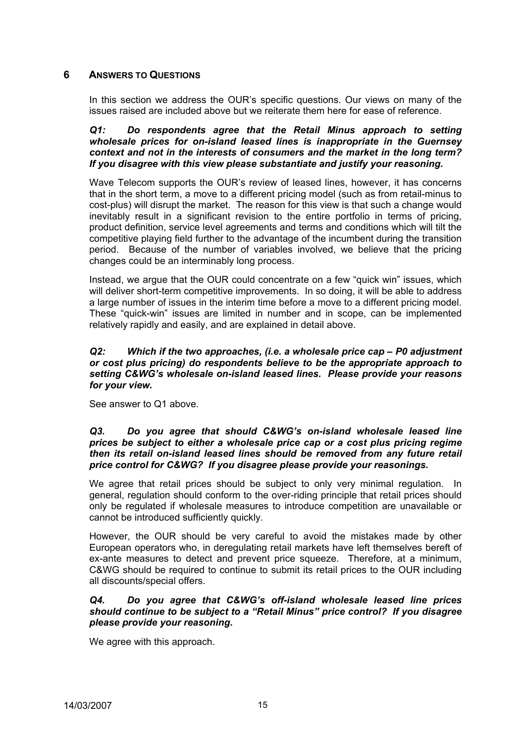## 6 ANSWERS TO QUESTIONS

In this section we address the OUR's specific questions. Our views on many of the issues raised are included above but we reiterate them here for ease of reference.

***Q1: Do respondents agree that the Retail Minus approach to setting wholesale prices for on-island leased lines is inappropriate in the Guernsey context and not in the interests of consumers and the market in the long term? If you disagree with this view please substantiate and justify your reasoning.***

Wave Telecom supports the OUR's review of leased lines, however, it has concerns that in the short term, a move to a different pricing model (such as from retail-minus to cost-plus) will disrupt the market. The reason for this view is that such a change would inevitably result in a significant revision to the entire portfolio in terms of pricing, product definition, service level agreements and terms and conditions which will tilt the competitive playing field further to the advantage of the incumbent during the transition period. Because of the number of variables involved, we believe that the pricing changes could be an interminably long process.

Instead, we argue that the OUR could concentrate on a few "quick win" issues, which will deliver short-term competitive improvements. In so doing, it will be able to address a large number of issues in the interim time before a move to a different pricing model. These "quick-win" issues are limited in number and in scope, can be implemented relatively rapidly and easily, and are explained in detail above.

***Q2: Which if the two approaches, (i.e. a wholesale price cap – P0 adjustment or cost plus pricing) do respondents believe to be the appropriate approach to setting C&WG's wholesale on-island leased lines. Please provide your reasons for your view.***

See answer to Q1 above.

***Q3. Do you agree that should C&WG's on-island wholesale leased line prices be subject to either a wholesale price cap or a cost plus pricing regime then its retail on-island leased lines should be removed from any future retail price control for C&WG? If you disagree please provide your reasonings.***

We agree that retail prices should be subject to only very minimal regulation. In general, regulation should conform to the over-riding principle that retail prices should only be regulated if wholesale measures to introduce competition are unavailable or cannot be introduced sufficiently quickly.

However, the OUR should be very careful to avoid the mistakes made by other European operators who, in deregulating retail markets have left themselves bereft of ex-ante measures to detect and prevent price squeeze. Therefore, at a minimum, C&WG should be required to continue to submit its retail prices to the OUR including all discounts/special offers.

***Q4. Do you agree that C&WG's off-island wholesale leased line prices should continue to be subject to a "Retail Minus" price control? If you disagree please provide your reasoning.***

We agree with this approach.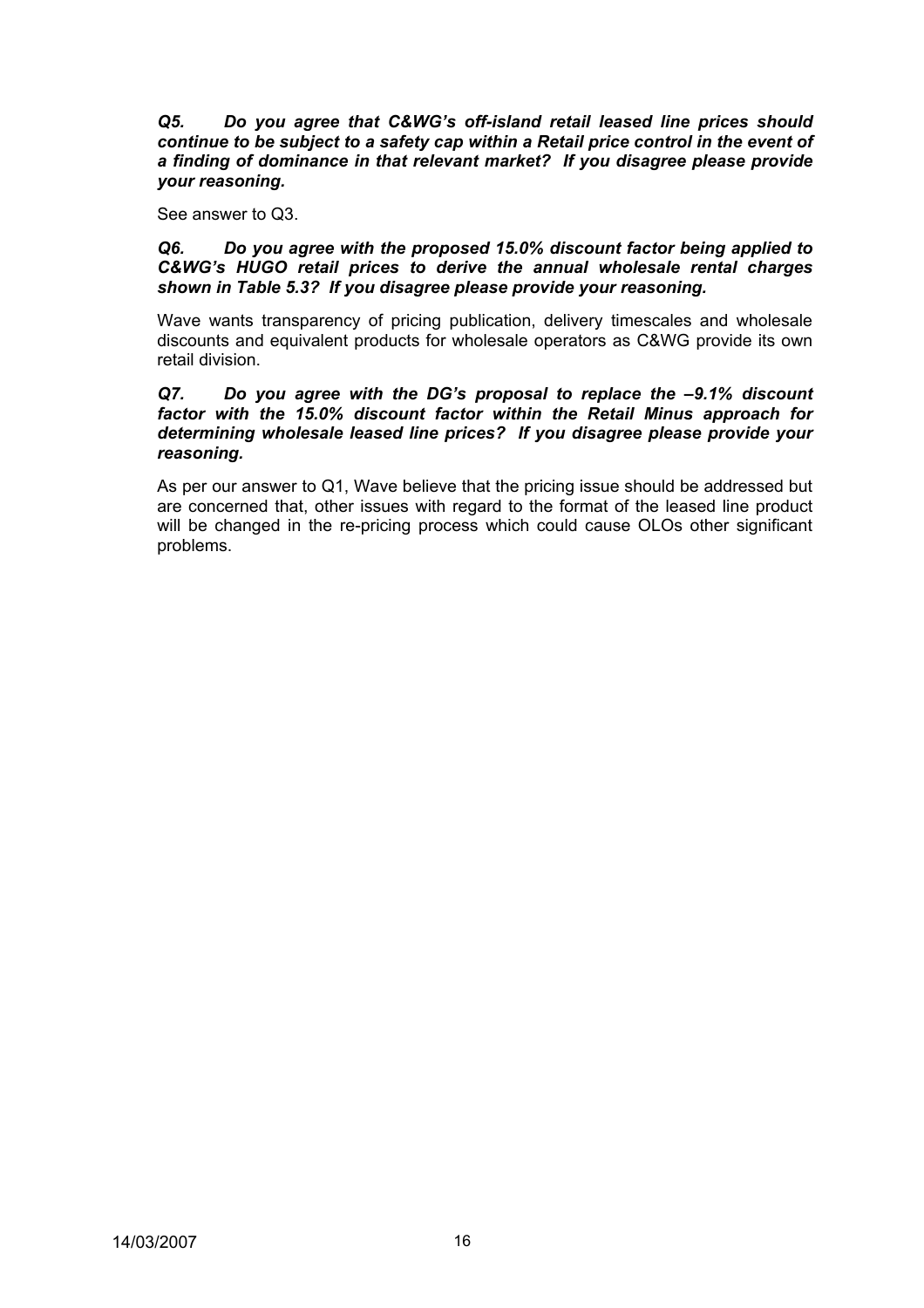***Q5. Do you agree that C&WG's off-island retail leased line prices should continue to be subject to a safety cap within a Retail price control in the event of a finding of dominance in that relevant market? If you disagree please provide your reasoning.***

See answer to Q3.

***Q6. Do you agree with the proposed 15.0% discount factor being applied to C&WG's HUGO retail prices to derive the annual wholesale rental charges shown in Table 5.3? If you disagree please provide your reasoning.***

Wave wants transparency of pricing publication, delivery timescales and wholesale discounts and equivalent products for wholesale operators as C&WG provide its own retail division.

***Q7. Do you agree with the DG's proposal to replace the –9.1% discount factor with the 15.0% discount factor within the Retail Minus approach for determining wholesale leased line prices? If you disagree please provide your reasoning.***

As per our answer to Q1, Wave believe that the pricing issue should be addressed but are concerned that, other issues with regard to the format of the leased line product will be changed in the re-pricing process which could cause OLOs other significant problems.

14/03/2007